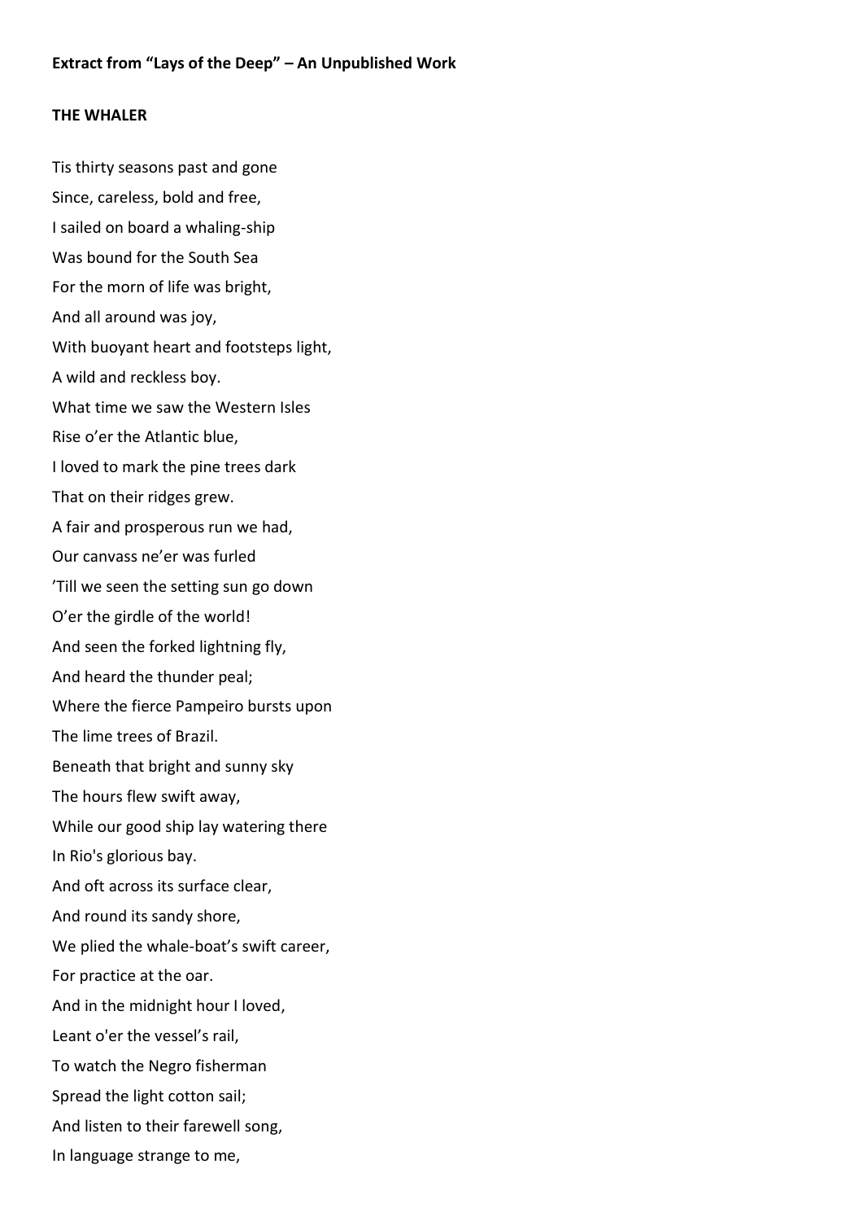**Extract from "Lays of the Deep" – An Unpublished Work**

**THE WHALER**

Tis thirty seasons past and gone  
Since, careless, bold and free,  
I sailed on board a whaling-ship  
Was bound for the South Sea  
For the morn of life was bright,  
And all around was joy,  
With buoyant heart and footsteps light,  
A wild and reckless boy.  
What time we saw the Western Isles  
Rise o'er the Atlantic blue,  
I loved to mark the pine trees dark  
That on their ridges grew.  
A fair and prosperous run we had,  
Our canvass ne'er was furled  
'Till we seen the setting sun go down  
O'er the girdle of the world!  
And seen the forked lightning fly,  
And heard the thunder peal;  
Where the fierce Pampeiro bursts upon  
The lime trees of Brazil.  
Beneath that bright and sunny sky  
The hours flew swift away,  
While our good ship lay watering there  
In Rio's glorious bay.  
And oft across its surface clear,  
And round its sandy shore,  
We plied the whale-boat's swift career,  
For practice at the oar.  
And in the midnight hour I loved,  
Leant o'er the vessel's rail,  
To watch the Negro fisherman  
Spread the light cotton sail;  
And listen to their farewell song,  
In language strange to me,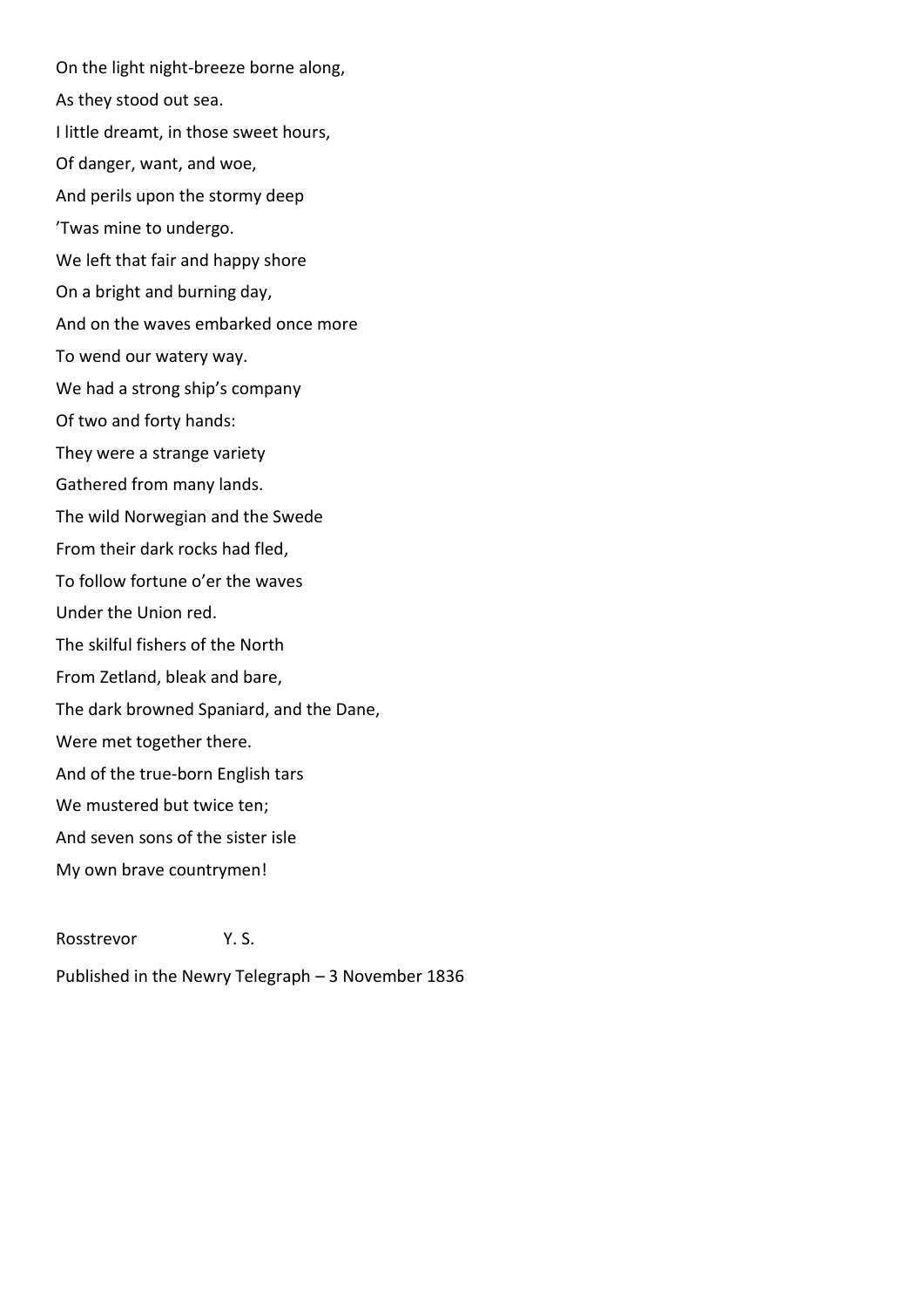On the light night-breeze borne along,

As they stood out sea.

I little dreamt, in those sweet hours,

Of danger, want, and woe,

And perils upon the stormy deep

'Twas mine to undergo.

We left that fair and happy shore

On a bright and burning day,

And on the waves embarked once more

To wend our watery way.

We had a strong ship's company

Of two and forty hands:

They were a strange variety

Gathered from many lands.

The wild Norwegian and the Swede

From their dark rocks had fled,

To follow fortune o'er the waves

Under the Union red.

The skilful fishers of the North

From Zetland, bleak and bare,

The dark browned Spaniard, and the Dane,

Were met together there.

And of the true-born English tars

We mustered but twice ten;

And seven sons of the sister isle

My own brave countrymen!

Rosstrevor Y. S.

Published in the Newry Telegraph – 3 November 1836